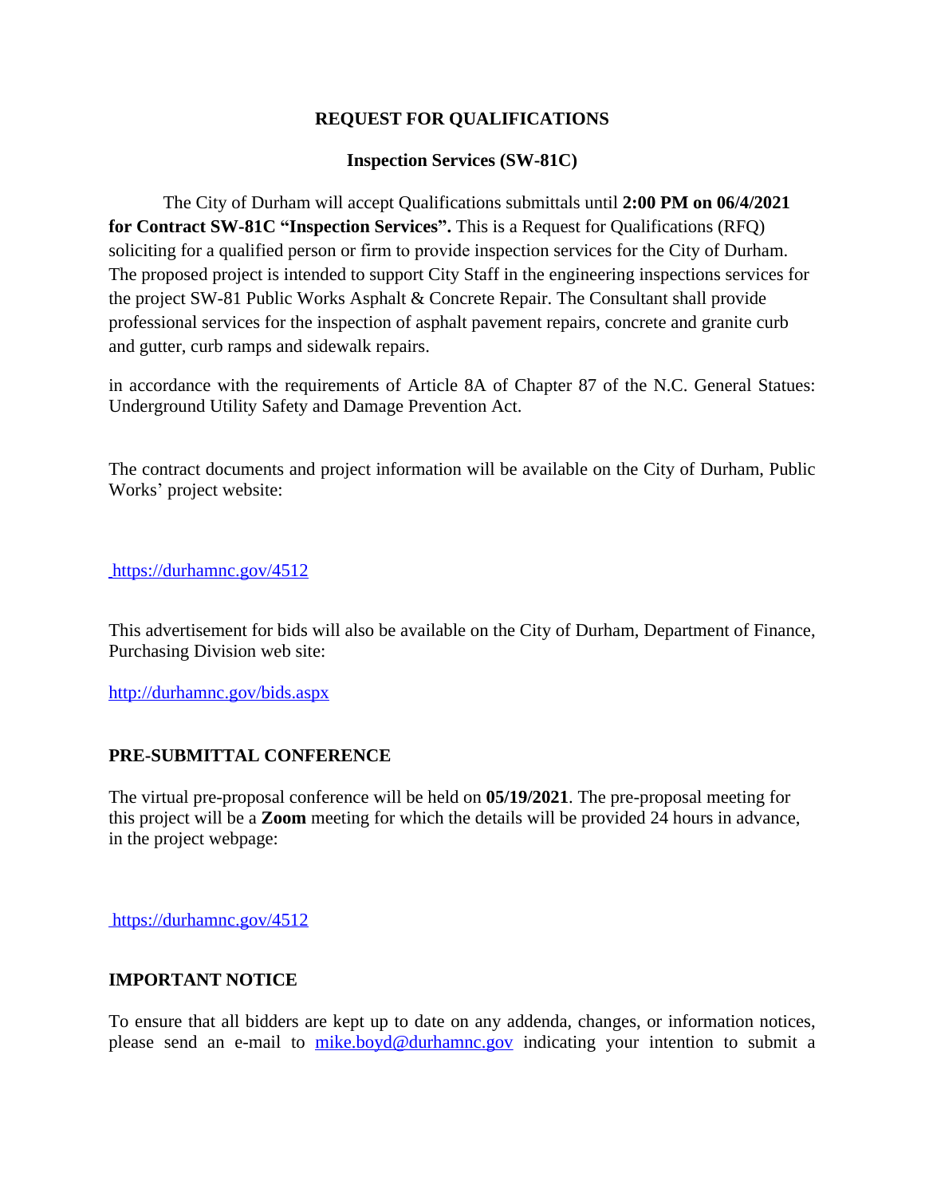**REQUEST FOR QUALIFICATIONS**

**Inspection Services (SW-81C)**

The City of Durham will accept Qualifications submittals until **2:00 PM on 06/4/2021 for Contract SW-81C "Inspection Services".** This is a Request for Qualifications (RFQ) soliciting for a qualified person or firm to provide inspection services for the City of Durham. The proposed project is intended to support City Staff in the engineering inspections services for the project SW-81 Public Works Asphalt & Concrete Repair. The Consultant shall provide professional services for the inspection of asphalt pavement repairs, concrete and granite curb and gutter, curb ramps and sidewalk repairs.

in accordance with the requirements of Article 8A of Chapter 87 of the N.C. General Statues: Underground Utility Safety and Damage Prevention Act.

The contract documents and project information will be available on the City of Durham, Public Works' project website:

https://durhamnc.gov/4512

This advertisement for bids will also be available on the City of Durham, Department of Finance, Purchasing Division web site:

http://durhamnc.gov/bids.aspx

**PRE-SUBMITTAL CONFERENCE**

The virtual pre-proposal conference will be held on **05/19/2021**. The pre-proposal meeting for this project will be a **Zoom** meeting for which the details will be provided 24 hours in advance, in the project webpage:

https://durhamnc.gov/4512

**IMPORTANT NOTICE**

To ensure that all bidders are kept up to date on any addenda, changes, or information notices, please send an e-mail to mike.boyd@durhamnc.gov indicating your intention to submit a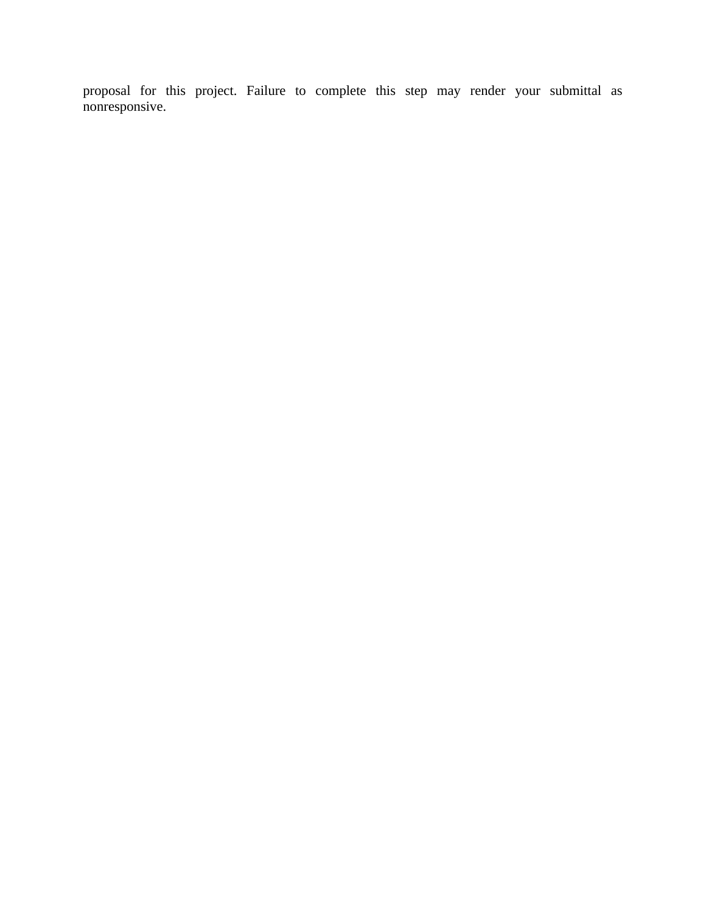proposal for this project. Failure to complete this step may render your submittal as nonresponsive.